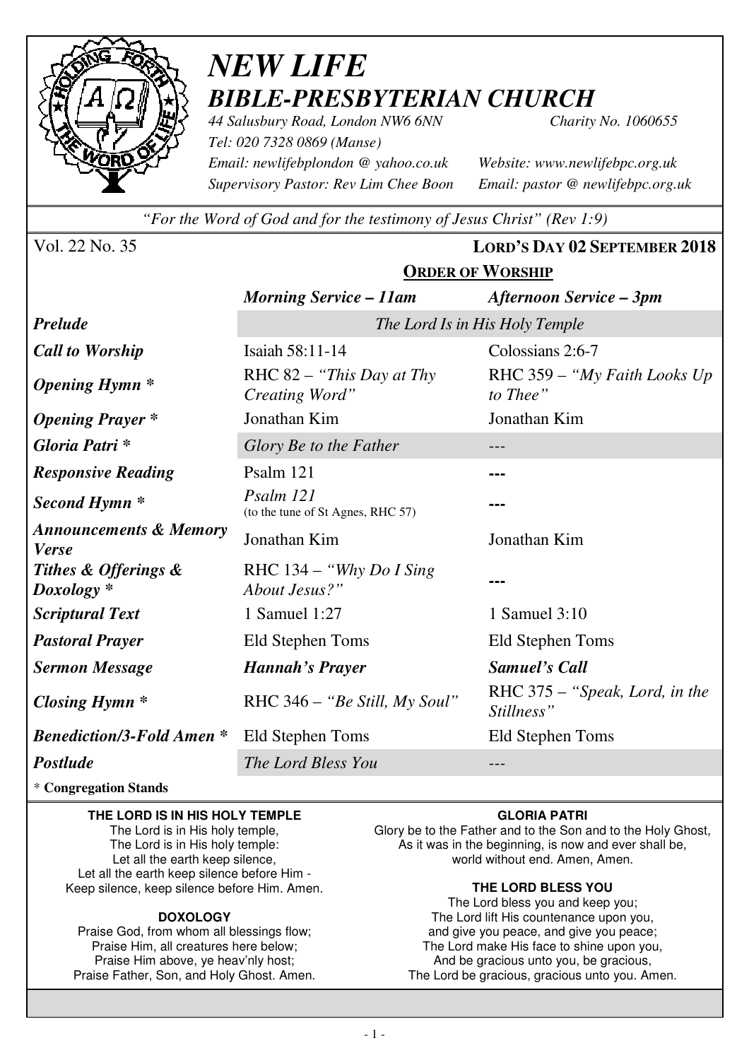# *NEW LIFE*
## *BIBLE-PRESBYTERIAN CHURCH*

*44 Salusbury Road, London NW6 6NN* *Charity No. 1060655*
*Tel: 020 7328 0869 (Manse)*
*Email: newlifebplondon @ yahoo.co.uk* *Website: www.newlifebpc.org.uk*
*Supervisory Pastor: Rev Lim Chee Boon* *Email: pastor @ newlifebpc.org.uk*

*"For the Word of God and for the testimony of Jesus Christ" (Rev 1:9)*

Vol. 22 No. 35 **LORD'S DAY 02 SEPTEMBER 2018**

**ORDER OF WORSHIP**

| | ***Morning Service – 11am*** | ***Afternoon Service – 3pm*** |
|---|---|---|
| ***Prelude*** | *The Lord Is in His Holy Temple* | |
| ***Call to Worship*** | Isaiah 58:11-14 | Colossians 2:6-7 |
| ***Opening Hymn **** | RHC 82 – *"This Day at Thy Creating Word"* | RHC 359 – *"My Faith Looks Up to Thee"* |
| ***Opening Prayer **** | Jonathan Kim | Jonathan Kim |
| ***Gloria Patri **** | *Glory Be to the Father* | --- |
| ***Responsive Reading*** | Psalm 121 | --- |
| ***Second Hymn **** | *Psalm 121* (to the tune of St Agnes, RHC 57) | --- |
| ***Announcements & Memory Verse*** | Jonathan Kim | Jonathan Kim |
| ***Tithes & Offerings & Doxology **** | RHC 134 – *"Why Do I Sing About Jesus?"* | --- |
| ***Scriptural Text*** | 1 Samuel 1:27 | 1 Samuel 3:10 |
| ***Pastoral Prayer*** | Eld Stephen Toms | Eld Stephen Toms |
| ***Sermon Message*** | ***Hannah's Prayer*** | ***Samuel's Call*** |
| ***Closing Hymn **** | RHC 346 – *"Be Still, My Soul"* | RHC 375 – *"Speak, Lord, in the Stillness"* |
| ***Benediction/3-Fold Amen **** | Eld Stephen Toms | Eld Stephen Toms |
| ***Postlude*** | *The Lord Bless You* | --- |

* **Congregation Stands**

**THE LORD IS IN HIS HOLY TEMPLE**

The Lord is in His holy temple,
The Lord is in His holy temple:
Let all the earth keep silence,
Let all the earth keep silence before Him -
Keep silence, keep silence before Him. Amen.

**DOXOLOGY**

Praise God, from whom all blessings flow;
Praise Him, all creatures here below;
Praise Him above, ye heav'nly host;
Praise Father, Son, and Holy Ghost. Amen.

**GLORIA PATRI**

Glory be to the Father and to the Son and to the Holy Ghost,
As it was in the beginning, is now and ever shall be,
world without end. Amen, Amen.

**THE LORD BLESS YOU**

The Lord bless you and keep you;
The Lord lift His countenance upon you,
and give you peace, and give you peace;
The Lord make His face to shine upon you,
And be gracious unto you, be gracious,
The Lord be gracious, gracious unto you. Amen.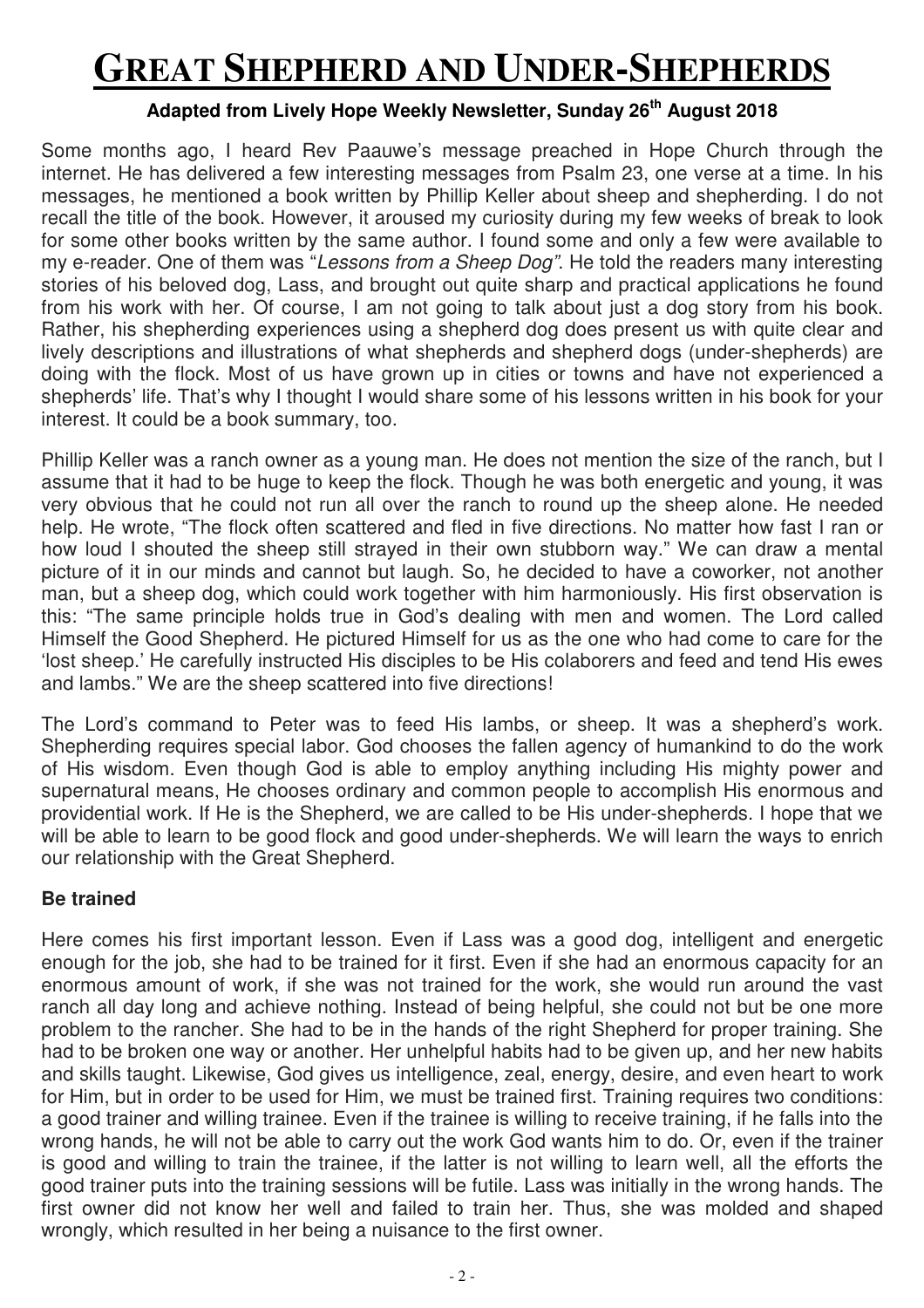# GREAT SHEPHERD AND UNDER-SHEPHERDS

**Adapted from Lively Hope Weekly Newsletter, Sunday 26th August 2018**

Some months ago, I heard Rev Paauwe's message preached in Hope Church through the internet. He has delivered a few interesting messages from Psalm 23, one verse at a time. In his messages, he mentioned a book written by Phillip Keller about sheep and shepherding. I do not recall the title of the book. However, it aroused my curiosity during my few weeks of break to look for some other books written by the same author. I found some and only a few were available to my e-reader. One of them was "*Lessons from a Sheep Dog"*. He told the readers many interesting stories of his beloved dog, Lass, and brought out quite sharp and practical applications he found from his work with her. Of course, I am not going to talk about just a dog story from his book. Rather, his shepherding experiences using a shepherd dog does present us with quite clear and lively descriptions and illustrations of what shepherds and shepherd dogs (under-shepherds) are doing with the flock. Most of us have grown up in cities or towns and have not experienced a shepherds' life. That's why I thought I would share some of his lessons written in his book for your interest. It could be a book summary, too.

Phillip Keller was a ranch owner as a young man. He does not mention the size of the ranch, but I assume that it had to be huge to keep the flock. Though he was both energetic and young, it was very obvious that he could not run all over the ranch to round up the sheep alone. He needed help. He wrote, "The flock often scattered and fled in five directions. No matter how fast I ran or how loud I shouted the sheep still strayed in their own stubborn way." We can draw a mental picture of it in our minds and cannot but laugh. So, he decided to have a coworker, not another man, but a sheep dog, which could work together with him harmoniously. His first observation is this: "The same principle holds true in God's dealing with men and women. The Lord called Himself the Good Shepherd. He pictured Himself for us as the one who had come to care for the 'lost sheep.' He carefully instructed His disciples to be His colaborers and feed and tend His ewes and lambs." We are the sheep scattered into five directions!

The Lord's command to Peter was to feed His lambs, or sheep. It was a shepherd's work. Shepherding requires special labor. God chooses the fallen agency of humankind to do the work of His wisdom. Even though God is able to employ anything including His mighty power and supernatural means, He chooses ordinary and common people to accomplish His enormous and providential work. If He is the Shepherd, we are called to be His under-shepherds. I hope that we will be able to learn to be good flock and good under-shepherds. We will learn the ways to enrich our relationship with the Great Shepherd.

### Be trained

Here comes his first important lesson. Even if Lass was a good dog, intelligent and energetic enough for the job, she had to be trained for it first. Even if she had an enormous capacity for an enormous amount of work, if she was not trained for the work, she would run around the vast ranch all day long and achieve nothing. Instead of being helpful, she could not but be one more problem to the rancher. She had to be in the hands of the right Shepherd for proper training. She had to be broken one way or another. Her unhelpful habits had to be given up, and her new habits and skills taught. Likewise, God gives us intelligence, zeal, energy, desire, and even heart to work for Him, but in order to be used for Him, we must be trained first. Training requires two conditions: a good trainer and willing trainee. Even if the trainee is willing to receive training, if he falls into the wrong hands, he will not be able to carry out the work God wants him to do. Or, even if the trainer is good and willing to train the trainee, if the latter is not willing to learn well, all the efforts the good trainer puts into the training sessions will be futile. Lass was initially in the wrong hands. The first owner did not know her well and failed to train her. Thus, she was molded and shaped wrongly, which resulted in her being a nuisance to the first owner.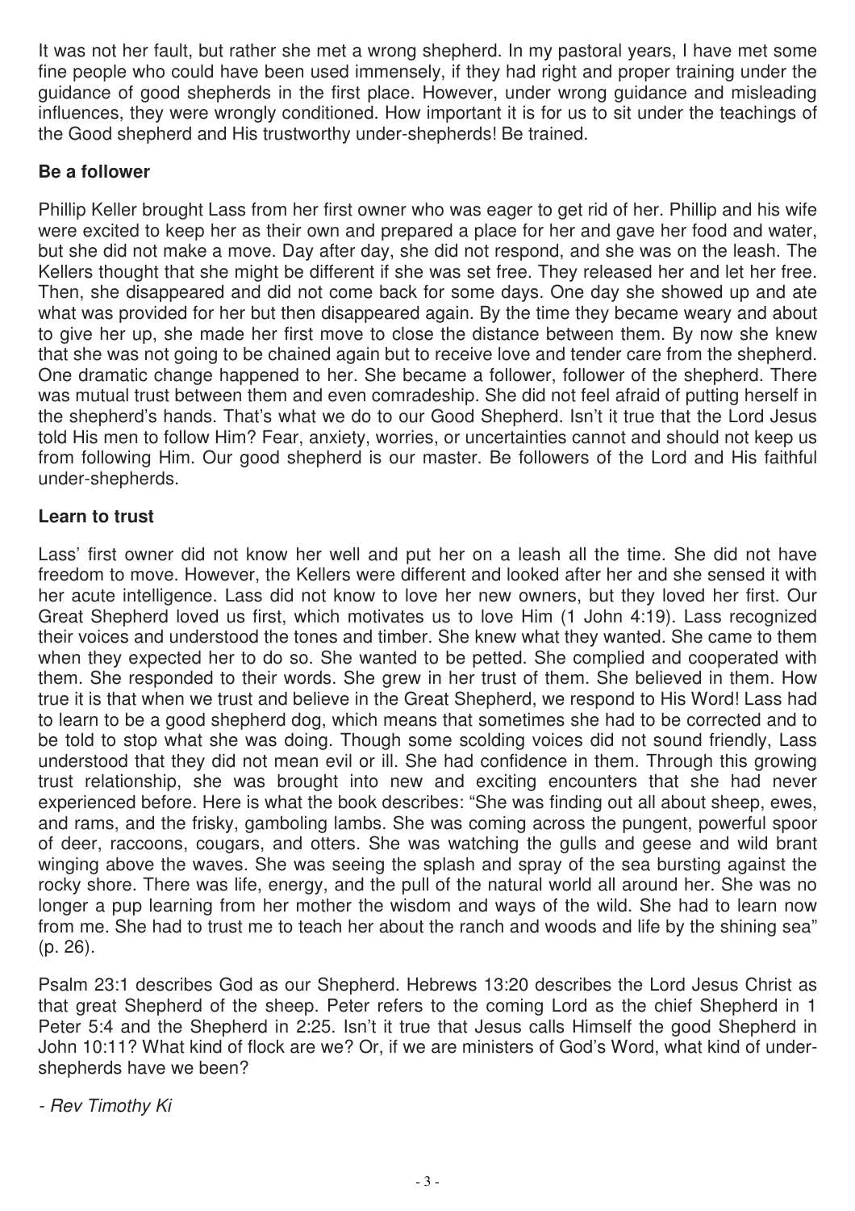It was not her fault, but rather she met a wrong shepherd. In my pastoral years, I have met some fine people who could have been used immensely, if they had right and proper training under the guidance of good shepherds in the first place. However, under wrong guidance and misleading influences, they were wrongly conditioned. How important it is for us to sit under the teachings of the Good shepherd and His trustworthy under-shepherds! Be trained.

**Be a follower**

Phillip Keller brought Lass from her first owner who was eager to get rid of her. Phillip and his wife were excited to keep her as their own and prepared a place for her and gave her food and water, but she did not make a move. Day after day, she did not respond, and she was on the leash. The Kellers thought that she might be different if she was set free. They released her and let her free. Then, she disappeared and did not come back for some days. One day she showed up and ate what was provided for her but then disappeared again. By the time they became weary and about to give her up, she made her first move to close the distance between them. By now she knew that she was not going to be chained again but to receive love and tender care from the shepherd. One dramatic change happened to her. She became a follower, follower of the shepherd. There was mutual trust between them and even comradeship. She did not feel afraid of putting herself in the shepherd's hands. That's what we do to our Good Shepherd. Isn't it true that the Lord Jesus told His men to follow Him? Fear, anxiety, worries, or uncertainties cannot and should not keep us from following Him. Our good shepherd is our master. Be followers of the Lord and His faithful under-shepherds.

**Learn to trust**

Lass' first owner did not know her well and put her on a leash all the time. She did not have freedom to move. However, the Kellers were different and looked after her and she sensed it with her acute intelligence. Lass did not know to love her new owners, but they loved her first. Our Great Shepherd loved us first, which motivates us to love Him (1 John 4:19). Lass recognized their voices and understood the tones and timber. She knew what they wanted. She came to them when they expected her to do so. She wanted to be petted. She complied and cooperated with them. She responded to their words. She grew in her trust of them. She believed in them. How true it is that when we trust and believe in the Great Shepherd, we respond to His Word! Lass had to learn to be a good shepherd dog, which means that sometimes she had to be corrected and to be told to stop what she was doing. Though some scolding voices did not sound friendly, Lass understood that they did not mean evil or ill. She had confidence in them. Through this growing trust relationship, she was brought into new and exciting encounters that she had never experienced before. Here is what the book describes: "She was finding out all about sheep, ewes, and rams, and the frisky, gamboling lambs. She was coming across the pungent, powerful spoor of deer, raccoons, cougars, and otters. She was watching the gulls and geese and wild brant winging above the waves. She was seeing the splash and spray of the sea bursting against the rocky shore. There was life, energy, and the pull of the natural world all around her. She was no longer a pup learning from her mother the wisdom and ways of the wild. She had to learn now from me. She had to trust me to teach her about the ranch and woods and life by the shining sea" (p. 26).

Psalm 23:1 describes God as our Shepherd. Hebrews 13:20 describes the Lord Jesus Christ as that great Shepherd of the sheep. Peter refers to the coming Lord as the chief Shepherd in 1 Peter 5:4 and the Shepherd in 2:25. Isn't it true that Jesus calls Himself the good Shepherd in John 10:11? What kind of flock are we? Or, if we are ministers of God's Word, what kind of under-shepherds have we been?

*- Rev Timothy Ki*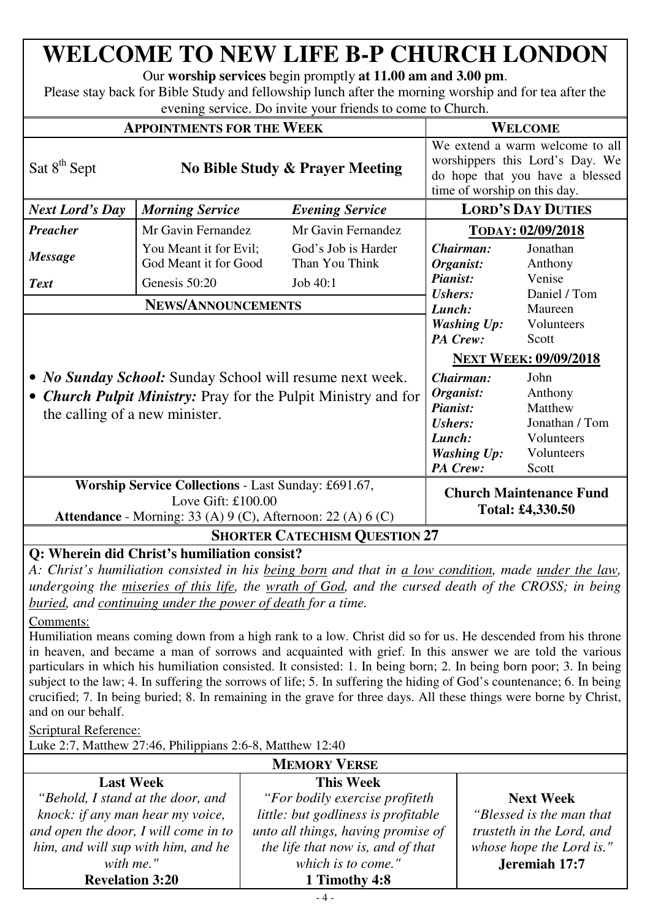# WELCOME TO NEW LIFE B-P CHURCH LONDON

Our **worship services** begin promptly **at 11.00 am and 3.00 pm**.

Please stay back for Bible Study and fellowship lunch after the morning worship and for tea after the evening service. Do invite your friends to come to Church.

## APPOINTMENTS FOR THE WEEK

Sat 8th Sept — **No Bible Study & Prayer Meeting**

| ***Next Lord's Day*** | ***Morning Service*** | ***Evening Service*** |
|---|---|---|
| ***Preacher*** | Mr Gavin Fernandez | Mr Gavin Fernandez |
| ***Message*** | You Meant it for Evil; God Meant it for Good | God's Job is Harder Than You Think |
| ***Text*** | Genesis 50:20 | Job 40:1 |

## NEWS/ANNOUNCEMENTS

- ***No Sunday School:*** Sunday School will resume next week.
- ***Church Pulpit Ministry:*** Pray for the Pulpit Ministry and for the calling of a new minister.

## WELCOME

We extend a warm welcome to all worshippers this Lord's Day. We do hope that you have a blessed time of worship on this day.

## LORD'S DAY DUTIES

**TODAY: 02/09/2018**

| | |
|---|---|
| ***Chairman:*** | Jonathan |
| ***Organist:*** | Anthony |
| ***Pianist:*** | Venise |
| ***Ushers:*** | Daniel / Tom |
| ***Lunch:*** | Maureen |
| ***Washing Up:*** | Volunteers |
| ***PA Crew:*** | Scott |

**NEXT WEEK: 09/09/2018**

| | |
|---|---|
| ***Chairman:*** | John |
| ***Organist:*** | Anthony |
| ***Pianist:*** | Matthew |
| ***Ushers:*** | Jonathan / Tom |
| ***Lunch:*** | Volunteers |
| ***Washing Up:*** | Volunteers |
| ***PA Crew:*** | Scott |

**Worship Service Collections** - Last Sunday: £691.67,
Love Gift: £100.00
**Attendance** - Morning: 33 (A) 9 (C), Afternoon: 22 (A) 6 (C)

**Church Maintenance Fund**
**Total: £4,330.50**

## SHORTER CATECHISM QUESTION 27

**Q: Wherein did Christ's humiliation consist?**

*A: Christ's humiliation consisted in his being born and that in a low condition, made under the law, undergoing the miseries of this life, the wrath of God, and the cursed death of the CROSS; in being buried, and continuing under the power of death for a time.*

Comments:

Humiliation means coming down from a high rank to a low. Christ did so for us. He descended from his throne in heaven, and became a man of sorrows and acquainted with grief. In this answer we are told the various particulars in which his humiliation consisted. It consisted: 1. In being born; 2. In being born poor; 3. In being subject to the law; 4. In suffering the sorrows of life; 5. In suffering the hiding of God's countenance; 6. In being crucified; 7. In being buried; 8. In remaining in the grave for three days. All these things were borne by Christ, and on our behalf.

Scriptural Reference:

Luke 2:7, Matthew 27:46, Philippians 2:6-8, Matthew 12:40

## MEMORY VERSE

| Last Week | This Week | Next Week |
|---|---|---|
| *"Behold, I stand at the door, and knock: if any man hear my voice, and open the door, I will come in to him, and will sup with him, and he with me."* **Revelation 3:20** | *"For bodily exercise profiteth little: but godliness is profitable unto all things, having promise of the life that now is, and of that which is to come."* **1 Timothy 4:8** | *"Blessed is the man that trusteth in the Lord, and whose hope the Lord is."* **Jeremiah 17:7** |